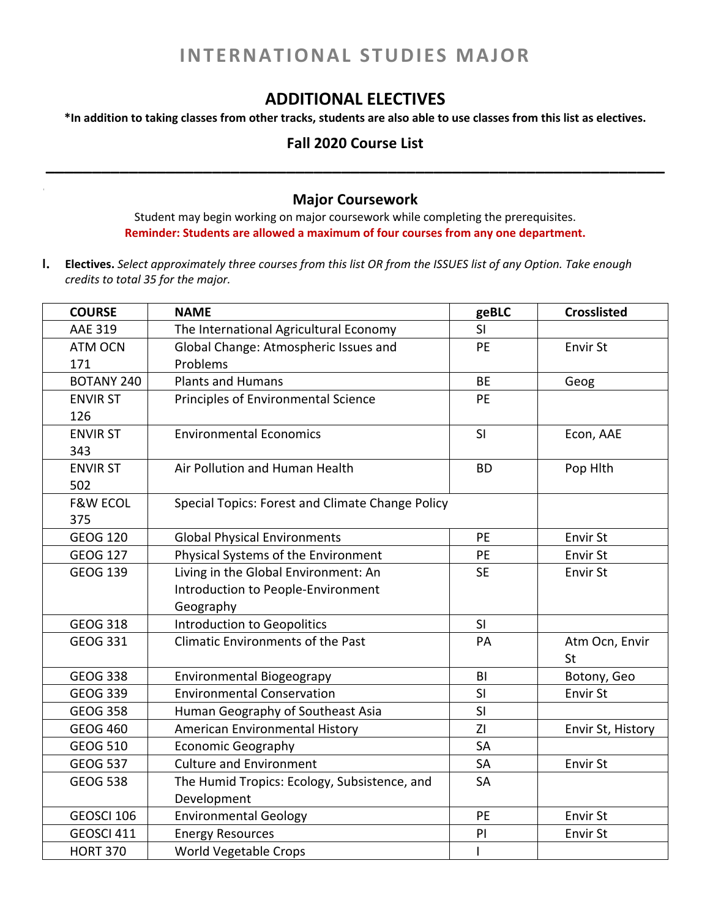# INTERNATIONAL STUDIES MAJOR

## ADDITIONAL ELECTIVES

**\*In addition to taking classes from other tracks, students are also able to use classes from this list as electives.**

### Fall 2020 Course List

---

### Major Coursework

Student may begin working on major coursework while completing the prerequisites.

**Reminder: Students are allowed a maximum of four courses from any one department.**

I. **Electives.** *Select approximately three courses from this list OR from the ISSUES list of any Option. Take enough credits to total 35 for the major.*

| COURSE | NAME | geBLC | Crosslisted |
|---|---|---|---|
| AAE 319 | The International Agricultural Economy | SI | |
| ATM OCN 171 | Global Change: Atmospheric Issues and Problems | PE | Envir St |
| BOTANY 240 | Plants and Humans | BE | Geog |
| ENVIR ST 126 | Principles of Environmental Science | PE | |
| ENVIR ST 343 | Environmental Economics | SI | Econ, AAE |
| ENVIR ST 502 | Air Pollution and Human Health | BD | Pop Hlth |
| F&W ECOL 375 | Special Topics: Forest and Climate Change Policy | | |
| GEOG 120 | Global Physical Environments | PE | Envir St |
| GEOG 127 | Physical Systems of the Environment | PE | Envir St |
| GEOG 139 | Living in the Global Environment: An Introduction to People-Environment Geography | SE | Envir St |
| GEOG 318 | Introduction to Geopolitics | SI | |
| GEOG 331 | Climatic Environments of the Past | PA | Atm Ocn, Envir St |
| GEOG 338 | Environmental Biogeograpy | BI | Botony, Geo |
| GEOG 339 | Environmental Conservation | SI | Envir St |
| GEOG 358 | Human Geography of Southeast Asia | SI | |
| GEOG 460 | American Environmental History | ZI | Envir St, History |
| GEOG 510 | Economic Geography | SA | |
| GEOG 537 | Culture and Environment | SA | Envir St |
| GEOG 538 | The Humid Tropics: Ecology, Subsistence, and Development | SA | |
| GEOSCI 106 | Environmental Geology | PE | Envir St |
| GEOSCI 411 | Energy Resources | PI | Envir St |
| HORT 370 | World Vegetable Crops | I | |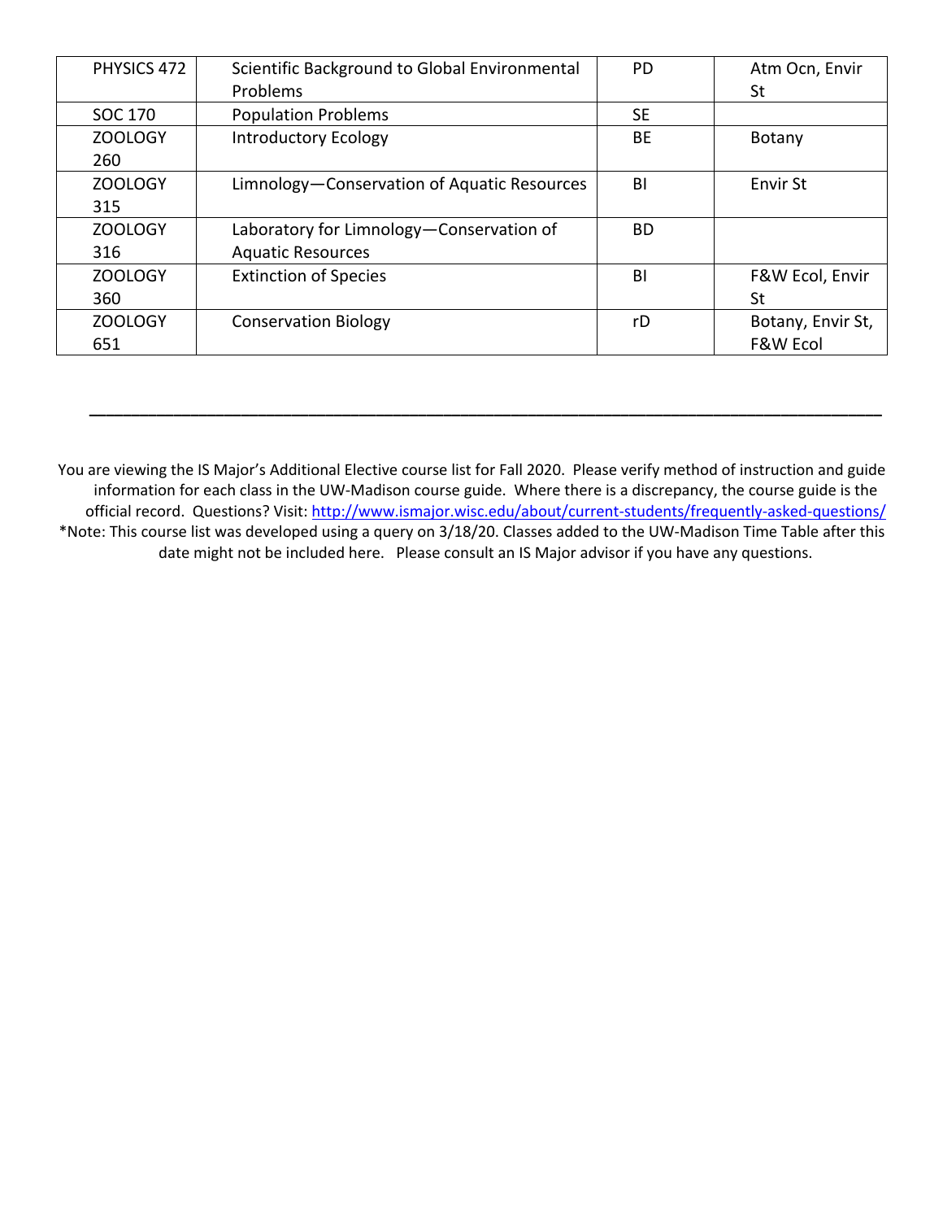| | | | |
|---|---|---|---|
| PHYSICS 472 | Scientific Background to Global Environmental Problems | PD | Atm Ocn, Envir St |
| SOC 170 | Population Problems | SE | |
| ZOOLOGY 260 | Introductory Ecology | BE | Botany |
| ZOOLOGY 315 | Limnology—Conservation of Aquatic Resources | BI | Envir St |
| ZOOLOGY 316 | Laboratory for Limnology—Conservation of Aquatic Resources | BD | |
| ZOOLOGY 360 | Extinction of Species | BI | F&W Ecol, Envir St |
| ZOOLOGY 651 | Conservation Biology | rD | Botany, Envir St, F&W Ecol |

---

You are viewing the IS Major's Additional Elective course list for Fall 2020. Please verify method of instruction and guide information for each class in the UW-Madison course guide. Where there is a discrepancy, the course guide is the official record. Questions? Visit: http://www.ismajor.wisc.edu/about/current-students/frequently-asked-questions/

*Note: This course list was developed using a query on 3/18/20. Classes added to the UW-Madison Time Table after this date might not be included here. Please consult an IS Major advisor if you have any questions.